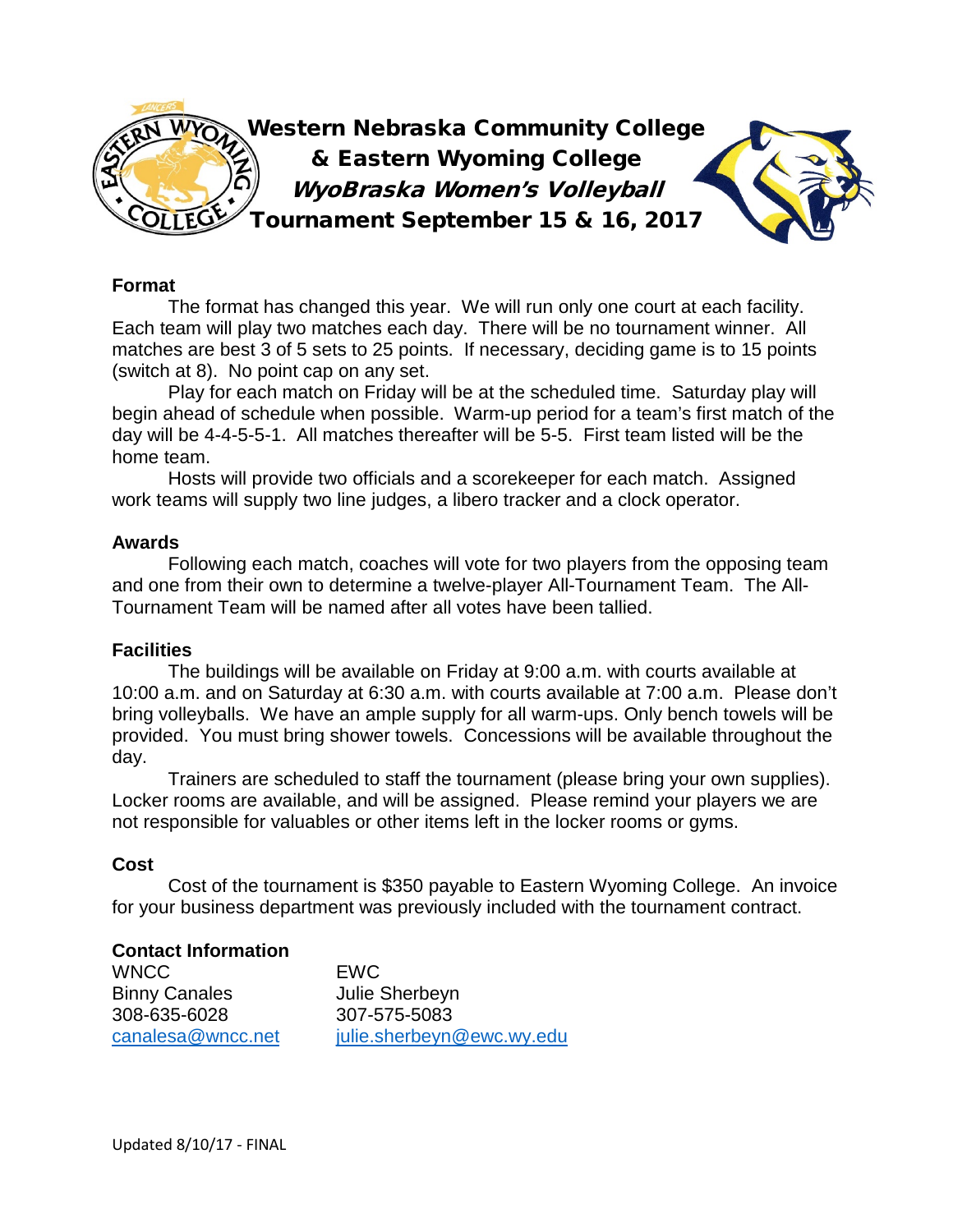# Western Nebraska Community College & Eastern Wyoming College

## *WyoBraska Women's Volleyball*

## Tournament September 15 & 16, 2017

**Format**

The format has changed this year. We will run only one court at each facility. Each team will play two matches each day. There will be no tournament winner. All matches are best 3 of 5 sets to 25 points. If necessary, deciding game is to 15 points (switch at 8). No point cap on any set.

Play for each match on Friday will be at the scheduled time. Saturday play will begin ahead of schedule when possible. Warm-up period for a team's first match of the day will be 4-4-5-5-1. All matches thereafter will be 5-5. First team listed will be the home team.

Hosts will provide two officials and a scorekeeper for each match. Assigned work teams will supply two line judges, a libero tracker and a clock operator.

**Awards**

Following each match, coaches will vote for two players from the opposing team and one from their own to determine a twelve-player All-Tournament Team. The All-Tournament Team will be named after all votes have been tallied.

**Facilities**

The buildings will be available on Friday at 9:00 a.m. with courts available at 10:00 a.m. and on Saturday at 6:30 a.m. with courts available at 7:00 a.m. Please don't bring volleyballs. We have an ample supply for all warm-ups. Only bench towels will be provided. You must bring shower towels. Concessions will be available throughout the day.

Trainers are scheduled to staff the tournament (please bring your own supplies). Locker rooms are available, and will be assigned. Please remind your players we are not responsible for valuables or other items left in the locker rooms or gyms.

**Cost**

Cost of the tournament is $350 payable to Eastern Wyoming College. An invoice for your business department was previously included with the tournament contract.

**Contact Information**

| WNCC | EWC |
|---|---|
| Binny Canales | Julie Sherbeyn |
| 308-635-6028 | 307-575-5083 |
| canalesa@wncc.net | julie.sherbeyn@ewc.wy.edu |

Updated 8/10/17 - FINAL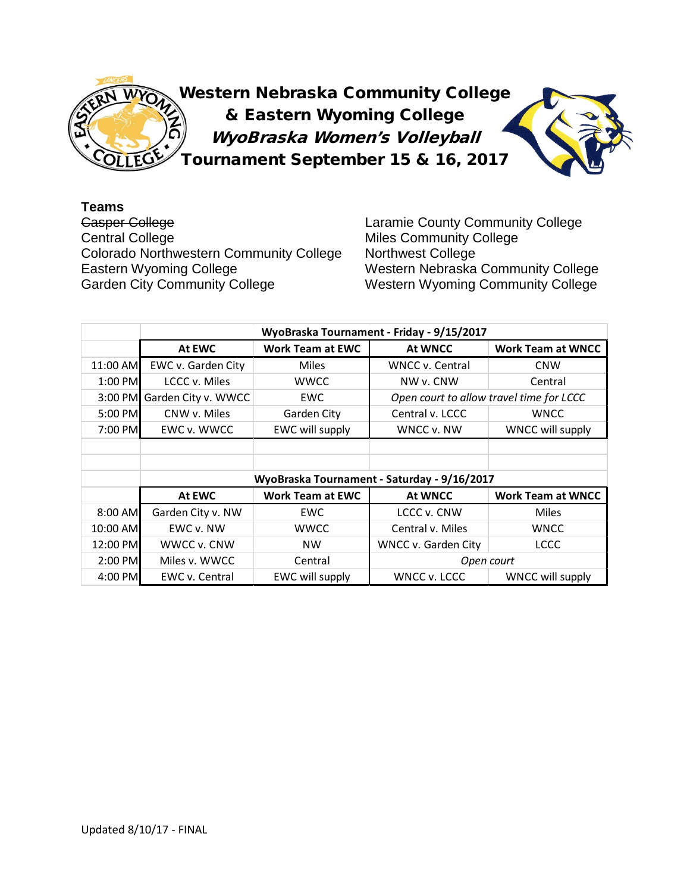# Western Nebraska Community College & Eastern Wyoming College
## *WyoBraska Women's Volleyball*
## Tournament September 15 & 16, 2017

**Teams**

~~Casper College~~
Central College
Colorado Northwestern Community College
Eastern Wyoming College
Garden City Community College
Laramie County Community College
Miles Community College
Northwest College
Western Nebraska Community College
Western Wyoming Community College

| | WyoBraska Tournament - Friday - 9/15/2017 | | | |
|---|---|---|---|---|
| | **At EWC** | **Work Team at EWC** | **At WNCC** | **Work Team at WNCC** |
| 11:00 AM | EWC v. Garden City | Miles | WNCC v. Central | CNW |
| 1:00 PM | LCCC v. Miles | WWCC | NW v. CNW | Central |
| 3:00 PM | Garden City v. WWCC | EWC | *Open court to allow travel time for LCCC* | |
| 5:00 PM | CNW v. Miles | Garden City | Central v. LCCC | WNCC |
| 7:00 PM | EWC v. WWCC | EWC will supply | WNCC v. NW | WNCC will supply |

| | WyoBraska Tournament - Saturday - 9/16/2017 | | | |
|---|---|---|---|---|
| | **At EWC** | **Work Team at EWC** | **At WNCC** | **Work Team at WNCC** |
| 8:00 AM | Garden City v. NW | EWC | LCCC v. CNW | Miles |
| 10:00 AM | EWC v. NW | WWCC | Central v. Miles | WNCC |
| 12:00 PM | WWCC v. CNW | NW | WNCC v. Garden City | LCCC |
| 2:00 PM | Miles v. WWCC | Central | *Open court* | |
| 4:00 PM | EWC v. Central | EWC will supply | WNCC v. LCCC | WNCC will supply |

Updated 8/10/17 - FINAL